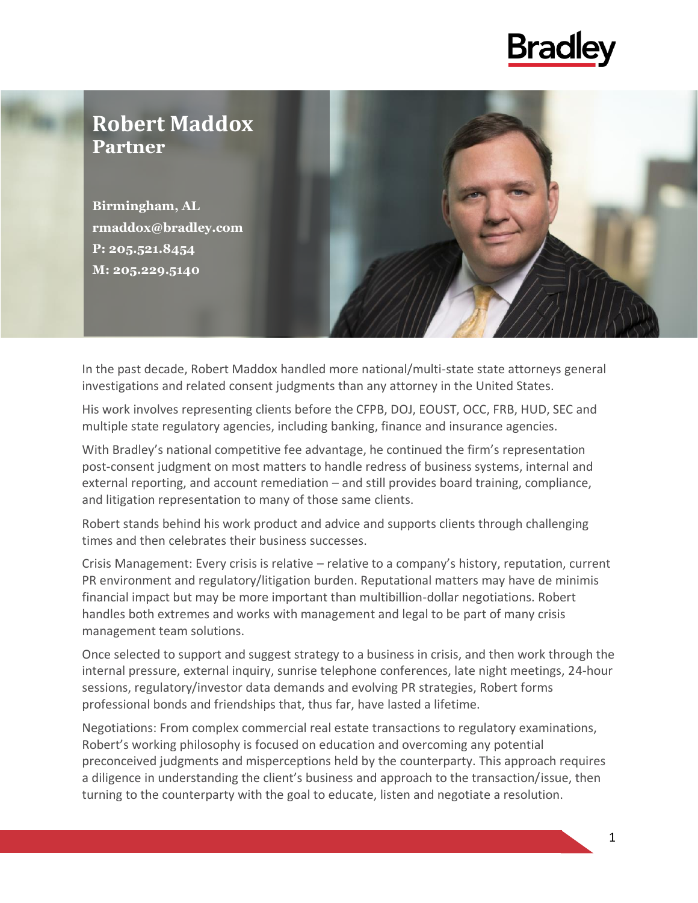Bradley

# Robert Maddox
## Partner

**Birmingham, AL**
**rmaddox@bradley.com**
**P: 205.521.8454**
**M: 205.229.5140**

In the past decade, Robert Maddox handled more national/multi-state state attorneys general investigations and related consent judgments than any attorney in the United States.

His work involves representing clients before the CFPB, DOJ, EOUST, OCC, FRB, HUD, SEC and multiple state regulatory agencies, including banking, finance and insurance agencies.

With Bradley's national competitive fee advantage, he continued the firm's representation post-consent judgment on most matters to handle redress of business systems, internal and external reporting, and account remediation – and still provides board training, compliance, and litigation representation to many of those same clients.

Robert stands behind his work product and advice and supports clients through challenging times and then celebrates their business successes.

Crisis Management: Every crisis is relative – relative to a company's history, reputation, current PR environment and regulatory/litigation burden. Reputational matters may have de minimis financial impact but may be more important than multibillion-dollar negotiations. Robert handles both extremes and works with management and legal to be part of many crisis management team solutions.

Once selected to support and suggest strategy to a business in crisis, and then work through the internal pressure, external inquiry, sunrise telephone conferences, late night meetings, 24-hour sessions, regulatory/investor data demands and evolving PR strategies, Robert forms professional bonds and friendships that, thus far, have lasted a lifetime.

Negotiations: From complex commercial real estate transactions to regulatory examinations, Robert's working philosophy is focused on education and overcoming any potential preconceived judgments and misperceptions held by the counterparty. This approach requires a diligence in understanding the client's business and approach to the transaction/issue, then turning to the counterparty with the goal to educate, listen and negotiate a resolution.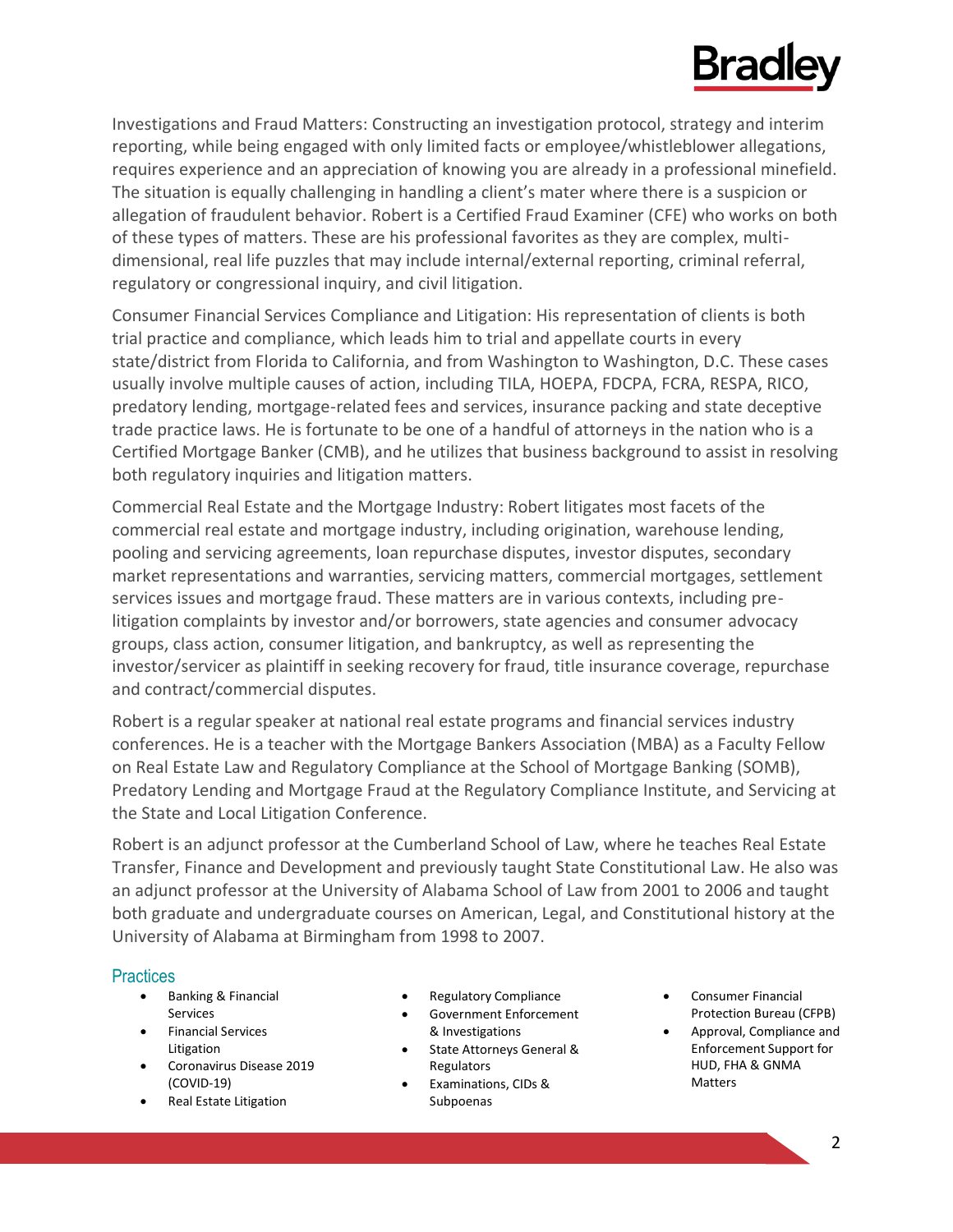Investigations and Fraud Matters: Constructing an investigation protocol, strategy and interim reporting, while being engaged with only limited facts or employee/whistleblower allegations, requires experience and an appreciation of knowing you are already in a professional minefield. The situation is equally challenging in handling a client's mater where there is a suspicion or allegation of fraudulent behavior. Robert is a Certified Fraud Examiner (CFE) who works on both of these types of matters. These are his professional favorites as they are complex, multi-dimensional, real life puzzles that may include internal/external reporting, criminal referral, regulatory or congressional inquiry, and civil litigation.

Consumer Financial Services Compliance and Litigation: His representation of clients is both trial practice and compliance, which leads him to trial and appellate courts in every state/district from Florida to California, and from Washington to Washington, D.C. These cases usually involve multiple causes of action, including TILA, HOEPA, FDCPA, FCRA, RESPA, RICO, predatory lending, mortgage-related fees and services, insurance packing and state deceptive trade practice laws. He is fortunate to be one of a handful of attorneys in the nation who is a Certified Mortgage Banker (CMB), and he utilizes that business background to assist in resolving both regulatory inquiries and litigation matters.

Commercial Real Estate and the Mortgage Industry: Robert litigates most facets of the commercial real estate and mortgage industry, including origination, warehouse lending, pooling and servicing agreements, loan repurchase disputes, investor disputes, secondary market representations and warranties, servicing matters, commercial mortgages, settlement services issues and mortgage fraud. These matters are in various contexts, including pre-litigation complaints by investor and/or borrowers, state agencies and consumer advocacy groups, class action, consumer litigation, and bankruptcy, as well as representing the investor/servicer as plaintiff in seeking recovery for fraud, title insurance coverage, repurchase and contract/commercial disputes.

Robert is a regular speaker at national real estate programs and financial services industry conferences. He is a teacher with the Mortgage Bankers Association (MBA) as a Faculty Fellow on Real Estate Law and Regulatory Compliance at the School of Mortgage Banking (SOMB), Predatory Lending and Mortgage Fraud at the Regulatory Compliance Institute, and Servicing at the State and Local Litigation Conference.

Robert is an adjunct professor at the Cumberland School of Law, where he teaches Real Estate Transfer, Finance and Development and previously taught State Constitutional Law. He also was an adjunct professor at the University of Alabama School of Law from 2001 to 2006 and taught both graduate and undergraduate courses on American, Legal, and Constitutional history at the University of Alabama at Birmingham from 1998 to 2007.

## Practices

- Banking & Financial Services
- Financial Services Litigation
- Coronavirus Disease 2019 (COVID-19)
- Real Estate Litigation
- Regulatory Compliance
- Government Enforcement & Investigations
- State Attorneys General & Regulators
- Examinations, CIDs & Subpoenas
- Consumer Financial Protection Bureau (CFPB)
- Approval, Compliance and Enforcement Support for HUD, FHA & GNMA Matters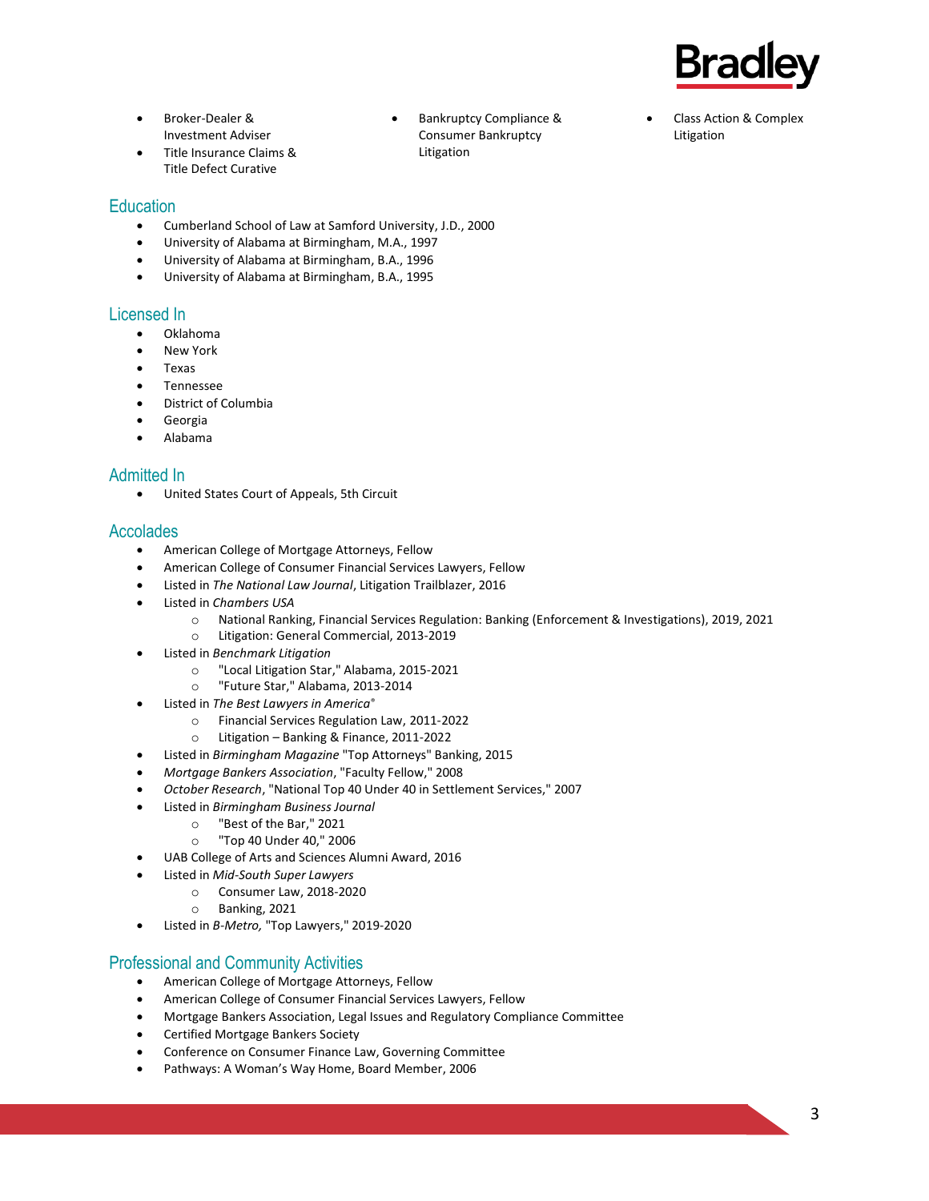- Broker-Dealer & Investment Adviser
- Title Insurance Claims & Title Defect Curative
- Bankruptcy Compliance & Consumer Bankruptcy Litigation
- Class Action & Complex Litigation

## Education

- Cumberland School of Law at Samford University, J.D., 2000
- University of Alabama at Birmingham, M.A., 1997
- University of Alabama at Birmingham, B.A., 1996
- University of Alabama at Birmingham, B.A., 1995

## Licensed In

- Oklahoma
- New York
- Texas
- Tennessee
- District of Columbia
- Georgia
- Alabama

## Admitted In

- United States Court of Appeals, 5th Circuit

## Accolades

- American College of Mortgage Attorneys, Fellow
- American College of Consumer Financial Services Lawyers, Fellow
- Listed in *The National Law Journal*, Litigation Trailblazer, 2016
- Listed in *Chambers USA*
  - National Ranking, Financial Services Regulation: Banking (Enforcement & Investigations), 2019, 2021
  - Litigation: General Commercial, 2013-2019
- Listed in *Benchmark Litigation*
  - "Local Litigation Star," Alabama, 2015-2021
  - "Future Star," Alabama, 2013-2014
- Listed in *The Best Lawyers in America*®
  - Financial Services Regulation Law, 2011-2022
  - Litigation – Banking & Finance, 2011-2022
- Listed in *Birmingham Magazine* "Top Attorneys" Banking, 2015
- *Mortgage Bankers Association*, "Faculty Fellow," 2008
- *October Research*, "National Top 40 Under 40 in Settlement Services," 2007
- Listed in *Birmingham Business Journal*
  - "Best of the Bar," 2021
  - "Top 40 Under 40," 2006
- UAB College of Arts and Sciences Alumni Award, 2016
- Listed in *Mid-South Super Lawyers*
  - Consumer Law, 2018-2020
  - Banking, 2021
- Listed in *B-Metro,* "Top Lawyers," 2019-2020

## Professional and Community Activities

- American College of Mortgage Attorneys, Fellow
- American College of Consumer Financial Services Lawyers, Fellow
- Mortgage Bankers Association, Legal Issues and Regulatory Compliance Committee
- Certified Mortgage Bankers Society
- Conference on Consumer Finance Law, Governing Committee
- Pathways: A Woman's Way Home, Board Member, 2006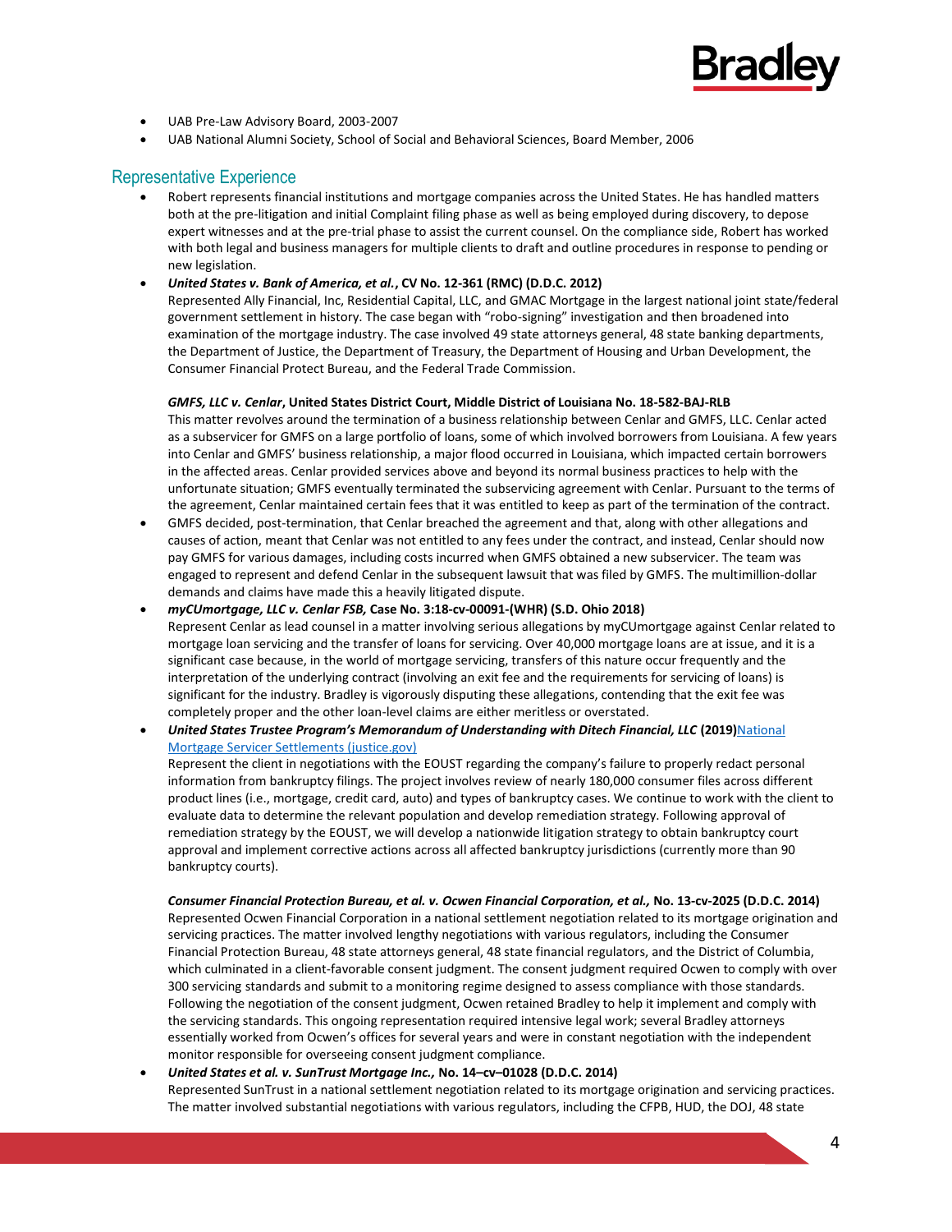- UAB Pre-Law Advisory Board, 2003-2007
- UAB National Alumni Society, School of Social and Behavioral Sciences, Board Member, 2006

## Representative Experience

- Robert represents financial institutions and mortgage companies across the United States. He has handled matters both at the pre-litigation and initial Complaint filing phase as well as being employed during discovery, to depose expert witnesses and at the pre-trial phase to assist the current counsel. On the compliance side, Robert has worked with both legal and business managers for multiple clients to draft and outline procedures in response to pending or new legislation.
- ***United States v. Bank of America, et al.*, CV No. 12-361 (RMC) (D.D.C. 2012)**
  Represented Ally Financial, Inc, Residential Capital, LLC, and GMAC Mortgage in the largest national joint state/federal government settlement in history. The case began with "robo-signing" investigation and then broadened into examination of the mortgage industry. The case involved 49 state attorneys general, 48 state banking departments, the Department of Justice, the Department of Treasury, the Department of Housing and Urban Development, the Consumer Financial Protect Bureau, and the Federal Trade Commission.

  ***GMFS, LLC v. Cenlar*, United States District Court, Middle District of Louisiana No. 18-582-BAJ-RLB**
  This matter revolves around the termination of a business relationship between Cenlar and GMFS, LLC. Cenlar acted as a subservicer for GMFS on a large portfolio of loans, some of which involved borrowers from Louisiana. A few years into Cenlar and GMFS' business relationship, a major flood occurred in Louisiana, which impacted certain borrowers in the affected areas. Cenlar provided services above and beyond its normal business practices to help with the unfortunate situation; GMFS eventually terminated the subservicing agreement with Cenlar. Pursuant to the terms of the agreement, Cenlar maintained certain fees that it was entitled to keep as part of the termination of the contract.
- GMFS decided, post-termination, that Cenlar breached the agreement and that, along with other allegations and causes of action, meant that Cenlar was not entitled to any fees under the contract, and instead, Cenlar should now pay GMFS for various damages, including costs incurred when GMFS obtained a new subservicer. The team was engaged to represent and defend Cenlar in the subsequent lawsuit that was filed by GMFS. The multimillion-dollar demands and claims have made this a heavily litigated dispute.
- ***myCUmortgage, LLC v. Cenlar FSB,* Case No. 3:18-cv-00091-(WHR) (S.D. Ohio 2018)**
  Represent Cenlar as lead counsel in a matter involving serious allegations by myCUmortgage against Cenlar related to mortgage loan servicing and the transfer of loans for servicing. Over 40,000 mortgage loans are at issue, and it is a significant case because, in the world of mortgage servicing, transfers of this nature occur frequently and the interpretation of the underlying contract (involving an exit fee and the requirements for servicing of loans) is significant for the industry. Bradley is vigorously disputing these allegations, contending that the exit fee was completely proper and the other loan-level claims are either meritless or overstated.
- ***United States Trustee Program's Memorandum of Understanding with Ditech Financial, LLC* (2019)**National Mortgage Servicer Settlements (justice.gov)
  Represent the client in negotiations with the EOUST regarding the company's failure to properly redact personal information from bankruptcy filings. The project involves review of nearly 180,000 consumer files across different product lines (i.e., mortgage, credit card, auto) and types of bankruptcy cases. We continue to work with the client to evaluate data to determine the relevant population and develop remediation strategy. Following approval of remediation strategy by the EOUST, we will develop a nationwide litigation strategy to obtain bankruptcy court approval and implement corrective actions across all affected bankruptcy jurisdictions (currently more than 90 bankruptcy courts).

  ***Consumer Financial Protection Bureau, et al. v. Ocwen Financial Corporation, et al.,* No. 13-cv-2025 (D.D.C. 2014)**
  Represented Ocwen Financial Corporation in a national settlement negotiation related to its mortgage origination and servicing practices. The matter involved lengthy negotiations with various regulators, including the Consumer Financial Protection Bureau, 48 state attorneys general, 48 state financial regulators, and the District of Columbia, which culminated in a client-favorable consent judgment. The consent judgment required Ocwen to comply with over 300 servicing standards and submit to a monitoring regime designed to assess compliance with those standards. Following the negotiation of the consent judgment, Ocwen retained Bradley to help it implement and comply with the servicing standards. This ongoing representation required intensive legal work; several Bradley attorneys essentially worked from Ocwen's offices for several years and were in constant negotiation with the independent monitor responsible for overseeing consent judgment compliance.
- ***United States et al. v. SunTrust Mortgage Inc.,* No. 14–cv–01028 (D.D.C. 2014)**
  Represented SunTrust in a national settlement negotiation related to its mortgage origination and servicing practices. The matter involved substantial negotiations with various regulators, including the CFPB, HUD, the DOJ, 48 state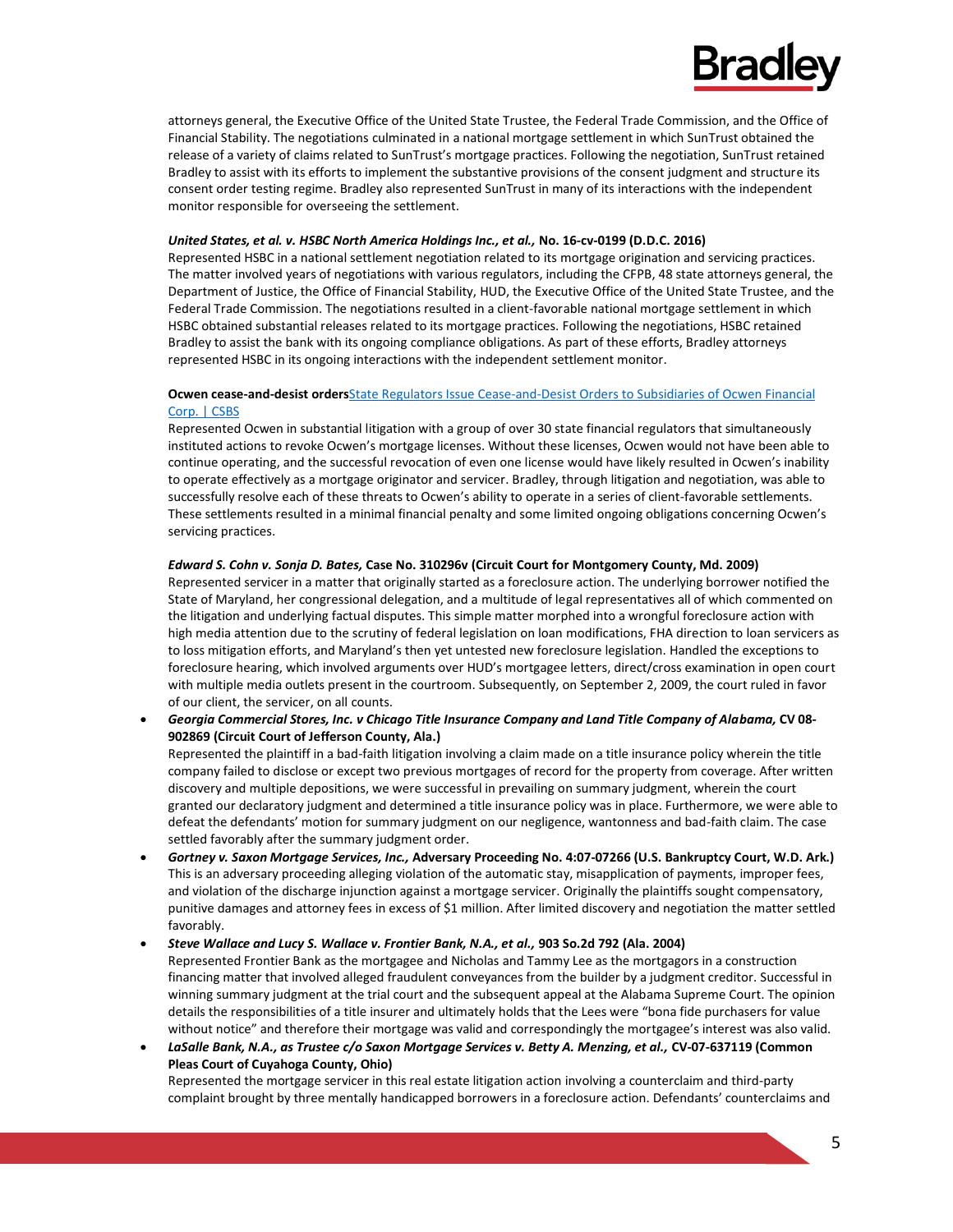attorneys general, the Executive Office of the United State Trustee, the Federal Trade Commission, and the Office of Financial Stability. The negotiations culminated in a national mortgage settlement in which SunTrust obtained the release of a variety of claims related to SunTrust's mortgage practices. Following the negotiation, SunTrust retained Bradley to assist with its efforts to implement the substantive provisions of the consent judgment and structure its consent order testing regime. Bradley also represented SunTrust in many of its interactions with the independent monitor responsible for overseeing the settlement.

***United States, et al. v. HSBC North America Holdings Inc., et al.,*** **No. 16-cv-0199 (D.D.C. 2016)**
Represented HSBC in a national settlement negotiation related to its mortgage origination and servicing practices. The matter involved years of negotiations with various regulators, including the CFPB, 48 state attorneys general, the Department of Justice, the Office of Financial Stability, HUD, the Executive Office of the United State Trustee, and the Federal Trade Commission. The negotiations resulted in a client-favorable national mortgage settlement in which HSBC obtained substantial releases related to its mortgage practices. Following the negotiations, HSBC retained Bradley to assist the bank with its ongoing compliance obligations. As part of these efforts, Bradley attorneys represented HSBC in its ongoing interactions with the independent settlement monitor.

**Ocwen cease-and-desist orders**[State Regulators Issue Cease-and-Desist Orders to Subsidiaries of Ocwen Financial Corp. | CSBS]
Represented Ocwen in substantial litigation with a group of over 30 state financial regulators that simultaneously instituted actions to revoke Ocwen's mortgage licenses. Without these licenses, Ocwen would not have been able to continue operating, and the successful revocation of even one license would have likely resulted in Ocwen's inability to operate effectively as a mortgage originator and servicer. Bradley, through litigation and negotiation, was able to successfully resolve each of these threats to Ocwen's ability to operate in a series of client-favorable settlements. These settlements resulted in a minimal financial penalty and some limited ongoing obligations concerning Ocwen's servicing practices.

***Edward S. Cohn v. Sonja D. Bates,*** **Case No. 310296v (Circuit Court for Montgomery County, Md. 2009)**
Represented servicer in a matter that originally started as a foreclosure action. The underlying borrower notified the State of Maryland, her congressional delegation, and a multitude of legal representatives all of which commented on the litigation and underlying factual disputes. This simple matter morphed into a wrongful foreclosure action with high media attention due to the scrutiny of federal legislation on loan modifications, FHA direction to loan servicers as to loss mitigation efforts, and Maryland's then yet untested new foreclosure legislation. Handled the exceptions to foreclosure hearing, which involved arguments over HUD's mortgagee letters, direct/cross examination in open court with multiple media outlets present in the courtroom. Subsequently, on September 2, 2009, the court ruled in favor of our client, the servicer, on all counts.

- ***Georgia Commercial Stores, Inc. v Chicago Title Insurance Company and Land Title Company of Alabama,*** **CV 08-902869 (Circuit Court of Jefferson County, Ala.)**
  Represented the plaintiff in a bad-faith litigation involving a claim made on a title insurance policy wherein the title company failed to disclose or except two previous mortgages of record for the property from coverage. After written discovery and multiple depositions, we were successful in prevailing on summary judgment, wherein the court granted our declaratory judgment and determined a title insurance policy was in place. Furthermore, we were able to defeat the defendants' motion for summary judgment on our negligence, wantonness and bad-faith claim. The case settled favorably after the summary judgment order.
- ***Gortney v. Saxon Mortgage Services, Inc.,*** **Adversary Proceeding No. 4:07-07266 (U.S. Bankruptcy Court, W.D. Ark.)**
  This is an adversary proceeding alleging violation of the automatic stay, misapplication of payments, improper fees, and violation of the discharge injunction against a mortgage servicer. Originally the plaintiffs sought compensatory, punitive damages and attorney fees in excess of $1 million. After limited discovery and negotiation the matter settled favorably.
- ***Steve Wallace and Lucy S. Wallace v. Frontier Bank, N.A., et al.,*** **903 So.2d 792 (Ala. 2004)**
  Represented Frontier Bank as the mortgagee and Nicholas and Tammy Lee as the mortgagors in a construction financing matter that involved alleged fraudulent conveyances from the builder by a judgment creditor. Successful in winning summary judgment at the trial court and the subsequent appeal at the Alabama Supreme Court. The opinion details the responsibilities of a title insurer and ultimately holds that the Lees were "bona fide purchasers for value without notice" and therefore their mortgage was valid and correspondingly the mortgagee's interest was also valid.
- ***LaSalle Bank, N.A., as Trustee c/o Saxon Mortgage Services v. Betty A. Menzing, et al.,*** **CV-07-637119 (Common Pleas Court of Cuyahoga County, Ohio)**
  Represented the mortgage servicer in this real estate litigation action involving a counterclaim and third-party complaint brought by three mentally handicapped borrowers in a foreclosure action. Defendants' counterclaims and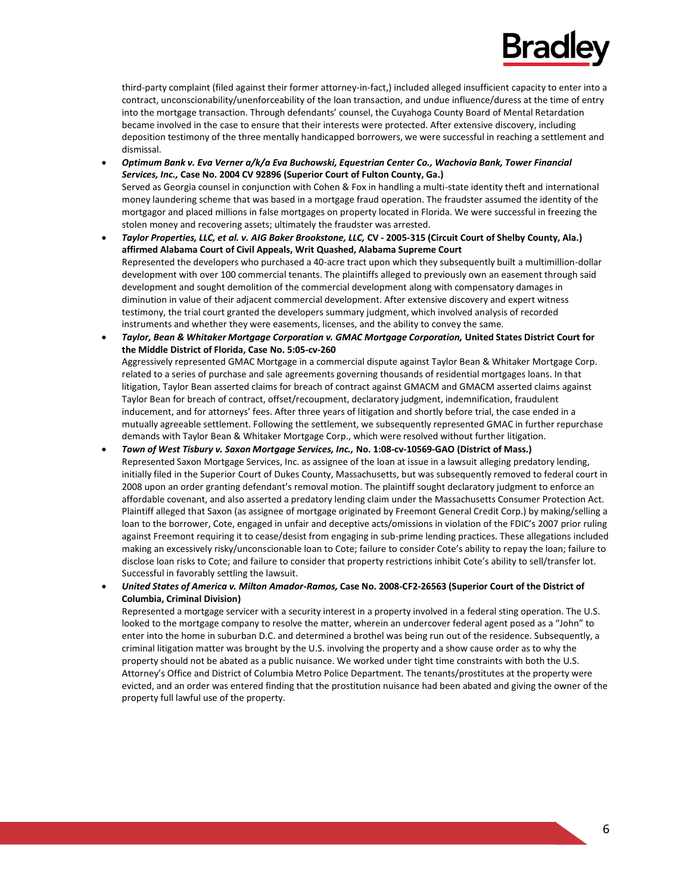third-party complaint (filed against their former attorney-in-fact,) included alleged insufficient capacity to enter into a contract, unconscionability/unenforceability of the loan transaction, and undue influence/duress at the time of entry into the mortgage transaction. Through defendants' counsel, the Cuyahoga County Board of Mental Retardation became involved in the case to ensure that their interests were protected. After extensive discovery, including deposition testimony of the three mentally handicapped borrowers, we were successful in reaching a settlement and dismissal.

- ***Optimum Bank v. Eva Verner a/k/a Eva Buchowski, Equestrian Center Co., Wachovia Bank, Tower Financial Services, Inc.,*** **Case No. 2004 CV 92896 (Superior Court of Fulton County, Ga.)**
  Served as Georgia counsel in conjunction with Cohen & Fox in handling a multi-state identity theft and international money laundering scheme that was based in a mortgage fraud operation. The fraudster assumed the identity of the mortgagor and placed millions in false mortgages on property located in Florida. We were successful in freezing the stolen money and recovering assets; ultimately the fraudster was arrested.
- ***Taylor Properties, LLC, et al. v. AIG Baker Brookstone, LLC,*** **CV - 2005-315 (Circuit Court of Shelby County, Ala.) affirmed Alabama Court of Civil Appeals, Writ Quashed, Alabama Supreme Court**
  Represented the developers who purchased a 40-acre tract upon which they subsequently built a multimillion-dollar development with over 100 commercial tenants. The plaintiffs alleged to previously own an easement through said development and sought demolition of the commercial development along with compensatory damages in diminution in value of their adjacent commercial development. After extensive discovery and expert witness testimony, the trial court granted the developers summary judgment, which involved analysis of recorded instruments and whether they were easements, licenses, and the ability to convey the same.
- ***Taylor, Bean & Whitaker Mortgage Corporation v. GMAC Mortgage Corporation,*** **United States District Court for the Middle District of Florida, Case No. 5:05-cv-260**
  Aggressively represented GMAC Mortgage in a commercial dispute against Taylor Bean & Whitaker Mortgage Corp. related to a series of purchase and sale agreements governing thousands of residential mortgages loans. In that litigation, Taylor Bean asserted claims for breach of contract against GMACM and GMACM asserted claims against Taylor Bean for breach of contract, offset/recoupment, declaratory judgment, indemnification, fraudulent inducement, and for attorneys' fees. After three years of litigation and shortly before trial, the case ended in a mutually agreeable settlement. Following the settlement, we subsequently represented GMAC in further repurchase demands with Taylor Bean & Whitaker Mortgage Corp., which were resolved without further litigation.
- ***Town of West Tisbury v. Saxon Mortgage Services, Inc.,*** **No. 1:08-cv-10569-GAO (District of Mass.)**
  Represented Saxon Mortgage Services, Inc. as assignee of the loan at issue in a lawsuit alleging predatory lending, initially filed in the Superior Court of Dukes County, Massachusetts, but was subsequently removed to federal court in 2008 upon an order granting defendant's removal motion. The plaintiff sought declaratory judgment to enforce an affordable covenant, and also asserted a predatory lending claim under the Massachusetts Consumer Protection Act. Plaintiff alleged that Saxon (as assignee of mortgage originated by Freemont General Credit Corp.) by making/selling a loan to the borrower, Cote, engaged in unfair and deceptive acts/omissions in violation of the FDIC's 2007 prior ruling against Freemont requiring it to cease/desist from engaging in sub-prime lending practices. These allegations included making an excessively risky/unconscionable loan to Cote; failure to consider Cote's ability to repay the loan; failure to disclose loan risks to Cote; and failure to consider that property restrictions inhibit Cote's ability to sell/transfer lot. Successful in favorably settling the lawsuit.
- ***United States of America v. Milton Amador-Ramos,*** **Case No. 2008-CF2-26563 (Superior Court of the District of Columbia, Criminal Division)**
  Represented a mortgage servicer with a security interest in a property involved in a federal sting operation. The U.S. looked to the mortgage company to resolve the matter, wherein an undercover federal agent posed as a "John" to enter into the home in suburban D.C. and determined a brothel was being run out of the residence. Subsequently, a criminal litigation matter was brought by the U.S. involving the property and a show cause order as to why the property should not be abated as a public nuisance. We worked under tight time constraints with both the U.S. Attorney's Office and District of Columbia Metro Police Department. The tenants/prostitutes at the property were evicted, and an order was entered finding that the prostitution nuisance had been abated and giving the owner of the property full lawful use of the property.